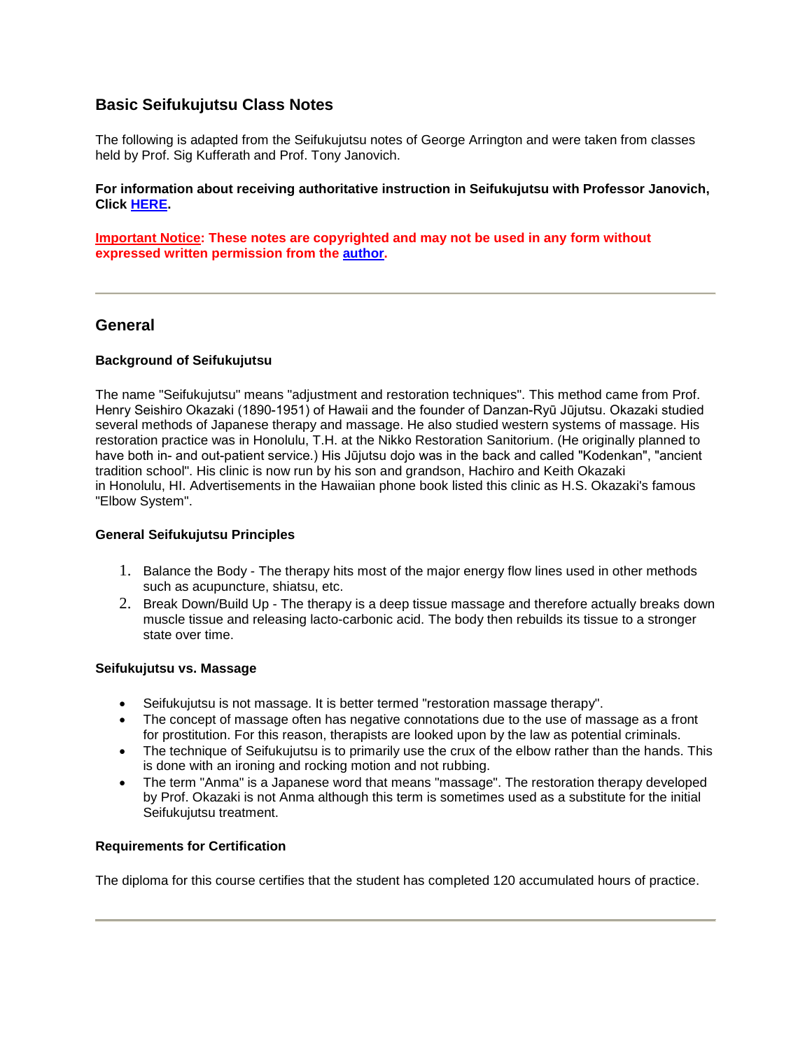## Basic Seifukujutsu Class Notes

The following is adapted from the Seifukujutsu notes of George Arrington and were taken from classes held by Prof. Sig Kufferath and Prof. Tony Janovich.

**For information about receiving authoritative instruction in Seifukujutsu with Professor Janovich, Click HERE.**

**Important Notice: These notes are copyrighted and may not be used in any form without expressed written permission from the author.**

---

## General

### Background of Seifukujutsu

The name "Seifukujutsu" means "adjustment and restoration techniques". This method came from Prof. Henry Seishiro Okazaki (1890-1951) of Hawaii and the founder of Danzan-Ryū Jūjutsu. Okazaki studied several methods of Japanese therapy and massage. He also studied western systems of massage. His restoration practice was in Honolulu, T.H. at the Nikko Restoration Sanitorium. (He originally planned to have both in- and out-patient service.) His Jūjutsu dojo was in the back and called "Kodenkan", "ancient tradition school". His clinic is now run by his son and grandson, Hachiro and Keith Okazaki in Honolulu, HI. Advertisements in the Hawaiian phone book listed this clinic as H.S. Okazaki's famous "Elbow System".

### General Seifukujutsu Principles

1. Balance the Body - The therapy hits most of the major energy flow lines used in other methods such as acupuncture, shiatsu, etc.
2. Break Down/Build Up - The therapy is a deep tissue massage and therefore actually breaks down muscle tissue and releasing lacto-carbonic acid. The body then rebuilds its tissue to a stronger state over time.

### Seifukujutsu vs. Massage

- Seifukujutsu is not massage. It is better termed "restoration massage therapy".
- The concept of massage often has negative connotations due to the use of massage as a front for prostitution. For this reason, therapists are looked upon by the law as potential criminals.
- The technique of Seifukujutsu is to primarily use the crux of the elbow rather than the hands. This is done with an ironing and rocking motion and not rubbing.
- The term "Anma" is a Japanese word that means "massage". The restoration therapy developed by Prof. Okazaki is not Anma although this term is sometimes used as a substitute for the initial Seifukujutsu treatment.

### Requirements for Certification

The diploma for this course certifies that the student has completed 120 accumulated hours of practice.

---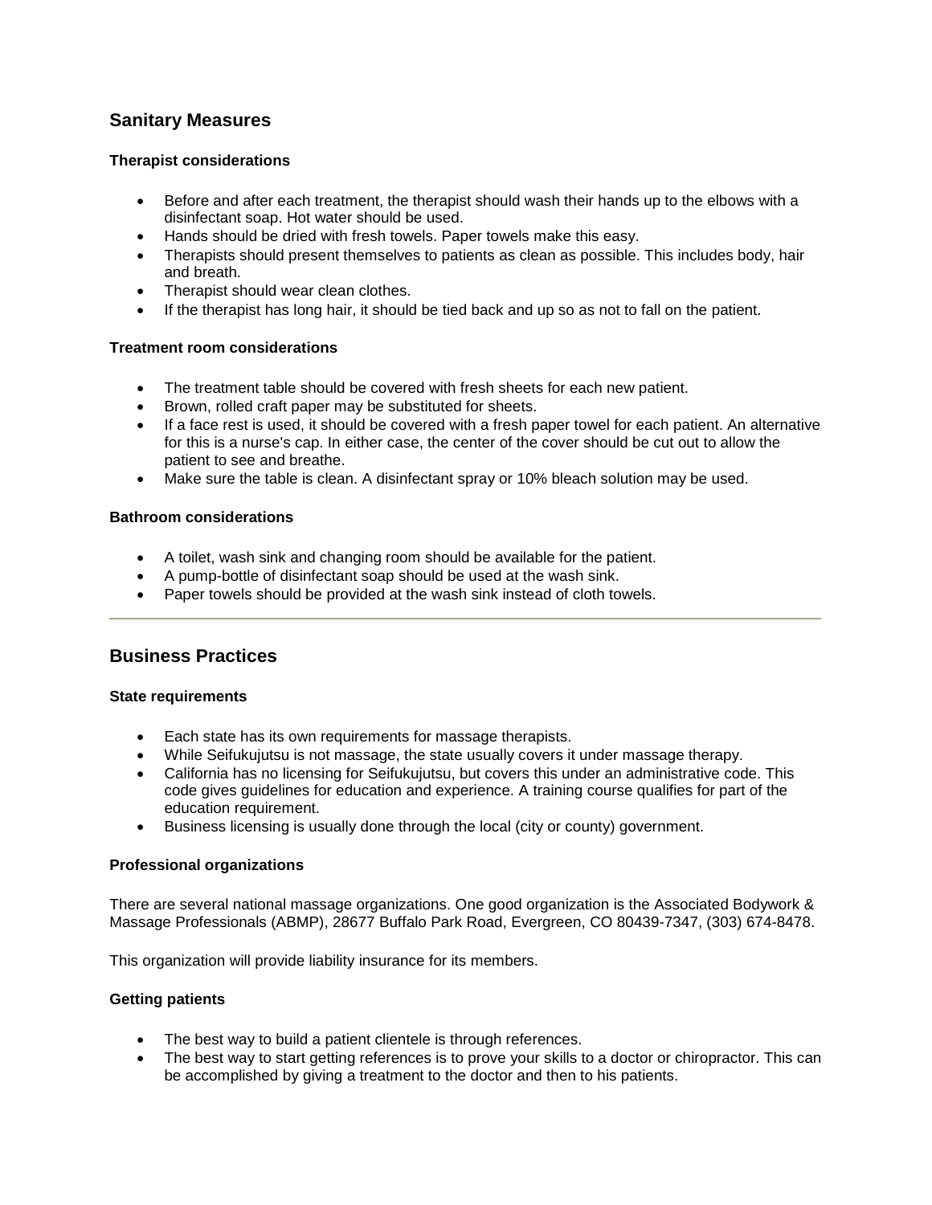## Sanitary Measures

### Therapist considerations

- Before and after each treatment, the therapist should wash their hands up to the elbows with a disinfectant soap. Hot water should be used.
- Hands should be dried with fresh towels. Paper towels make this easy.
- Therapists should present themselves to patients as clean as possible. This includes body, hair and breath.
- Therapist should wear clean clothes.
- If the therapist has long hair, it should be tied back and up so as not to fall on the patient.

### Treatment room considerations

- The treatment table should be covered with fresh sheets for each new patient.
- Brown, rolled craft paper may be substituted for sheets.
- If a face rest is used, it should be covered with a fresh paper towel for each patient. An alternative for this is a nurse's cap. In either case, the center of the cover should be cut out to allow the patient to see and breathe.
- Make sure the table is clean. A disinfectant spray or 10% bleach solution may be used.

### Bathroom considerations

- A toilet, wash sink and changing room should be available for the patient.
- A pump-bottle of disinfectant soap should be used at the wash sink.
- Paper towels should be provided at the wash sink instead of cloth towels.

---

## Business Practices

### State requirements

- Each state has its own requirements for massage therapists.
- While Seifukujutsu is not massage, the state usually covers it under massage therapy.
- California has no licensing for Seifukujutsu, but covers this under an administrative code. This code gives guidelines for education and experience. A training course qualifies for part of the education requirement.
- Business licensing is usually done through the local (city or county) government.

### Professional organizations

There are several national massage organizations. One good organization is the Associated Bodywork & Massage Professionals (ABMP), 28677 Buffalo Park Road, Evergreen, CO 80439-7347, (303) 674-8478.

This organization will provide liability insurance for its members.

### Getting patients

- The best way to build a patient clientele is through references.
- The best way to start getting references is to prove your skills to a doctor or chiropractor. This can be accomplished by giving a treatment to the doctor and then to his patients.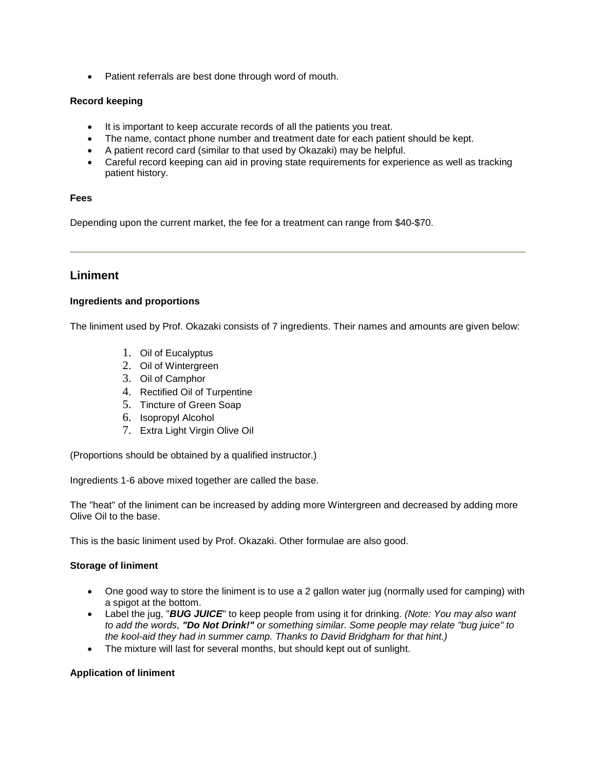- Patient referrals are best done through word of mouth.

**Record keeping**

- It is important to keep accurate records of all the patients you treat.
- The name, contact phone number and treatment date for each patient should be kept.
- A patient record card (similar to that used by Okazaki) may be helpful.
- Careful record keeping can aid in proving state requirements for experience as well as tracking patient history.

**Fees**

Depending upon the current market, the fee for a treatment can range from $40-$70.

---

## Liniment

**Ingredients and proportions**

The liniment used by Prof. Okazaki consists of 7 ingredients. Their names and amounts are given below:

1. Oil of Eucalyptus
2. Oil of Wintergreen
3. Oil of Camphor
4. Rectified Oil of Turpentine
5. Tincture of Green Soap
6. Isopropyl Alcohol
7. Extra Light Virgin Olive Oil

(Proportions should be obtained by a qualified instructor.)

Ingredients 1-6 above mixed together are called the base.

The "heat" of the liniment can be increased by adding more Wintergreen and decreased by adding more Olive Oil to the base.

This is the basic liniment used by Prof. Okazaki. Other formulae are also good.

**Storage of liniment**

- One good way to store the liniment is to use a 2 gallon water jug (normally used for camping) with a spigot at the bottom.
- Label the jug, "***BUG JUICE***" to keep people from using it for drinking. *(Note: You may also want to add the words, **"Do Not Drink!"** or something similar. Some people may relate "bug juice" to the kool-aid they had in summer camp. Thanks to David Bridgham for that hint.)*
- The mixture will last for several months, but should kept out of sunlight.

**Application of liniment**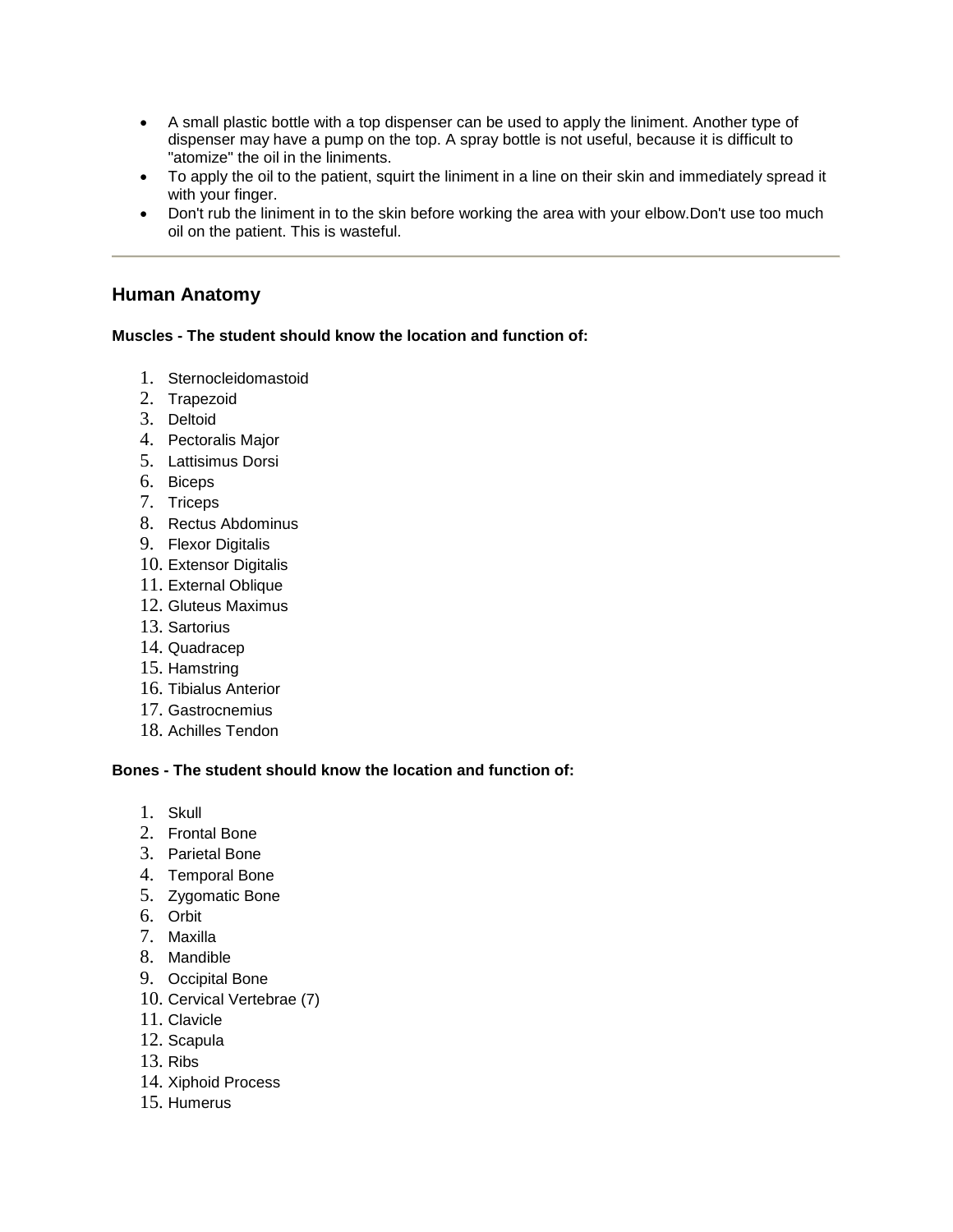- A small plastic bottle with a top dispenser can be used to apply the liniment. Another type of dispenser may have a pump on the top. A spray bottle is not useful, because it is difficult to "atomize" the oil in the liniments.
- To apply the oil to the patient, squirt the liniment in a line on their skin and immediately spread it with your finger.
- Don't rub the liniment in to the skin before working the area with your elbow.Don't use too much oil on the patient. This is wasteful.

---

## Human Anatomy

**Muscles - The student should know the location and function of:**

1. Sternocleidomastoid
2. Trapezoid
3. Deltoid
4. Pectoralis Major
5. Lattisimus Dorsi
6. Biceps
7. Triceps
8. Rectus Abdominus
9. Flexor Digitalis
10. Extensor Digitalis
11. External Oblique
12. Gluteus Maximus
13. Sartorius
14. Quadracep
15. Hamstring
16. Tibialus Anterior
17. Gastrocnemius
18. Achilles Tendon

**Bones - The student should know the location and function of:**

1. Skull
2. Frontal Bone
3. Parietal Bone
4. Temporal Bone
5. Zygomatic Bone
6. Orbit
7. Maxilla
8. Mandible
9. Occipital Bone
10. Cervical Vertebrae (7)
11. Clavicle
12. Scapula
13. Ribs
14. Xiphoid Process
15. Humerus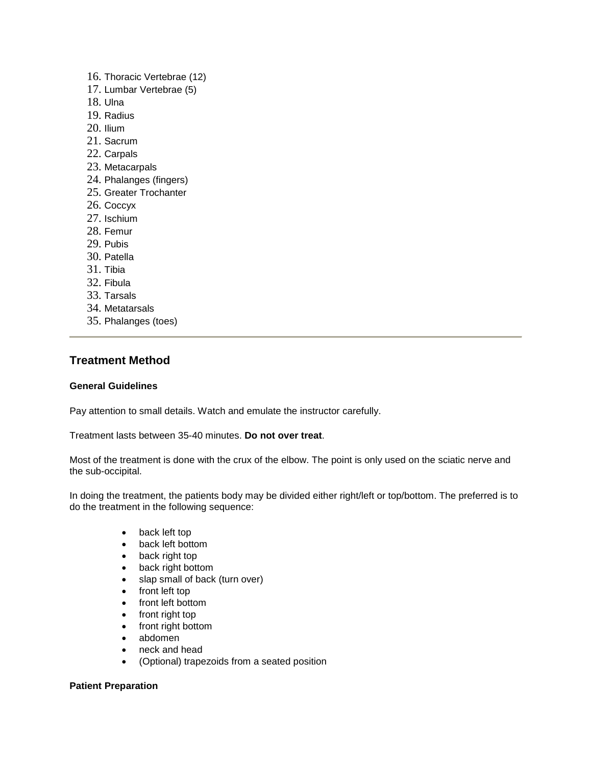16. Thoracic Vertebrae (12)
17. Lumbar Vertebrae (5)
18. Ulna
19. Radius
20. Ilium
21. Sacrum
22. Carpals
23. Metacarpals
24. Phalanges (fingers)
25. Greater Trochanter
26. Coccyx
27. Ischium
28. Femur
29. Pubis
30. Patella
31. Tibia
32. Fibula
33. Tarsals
34. Metatarsals
35. Phalanges (toes)

---

## Treatment Method

### General Guidelines

Pay attention to small details. Watch and emulate the instructor carefully.

Treatment lasts between 35-40 minutes. **Do not over treat**.

Most of the treatment is done with the crux of the elbow. The point is only used on the sciatic nerve and the sub-occipital.

In doing the treatment, the patients body may be divided either right/left or top/bottom. The preferred is to do the treatment in the following sequence:

- back left top
- back left bottom
- back right top
- back right bottom
- slap small of back (turn over)
- front left top
- front left bottom
- front right top
- front right bottom
- abdomen
- neck and head
- (Optional) trapezoids from a seated position

### Patient Preparation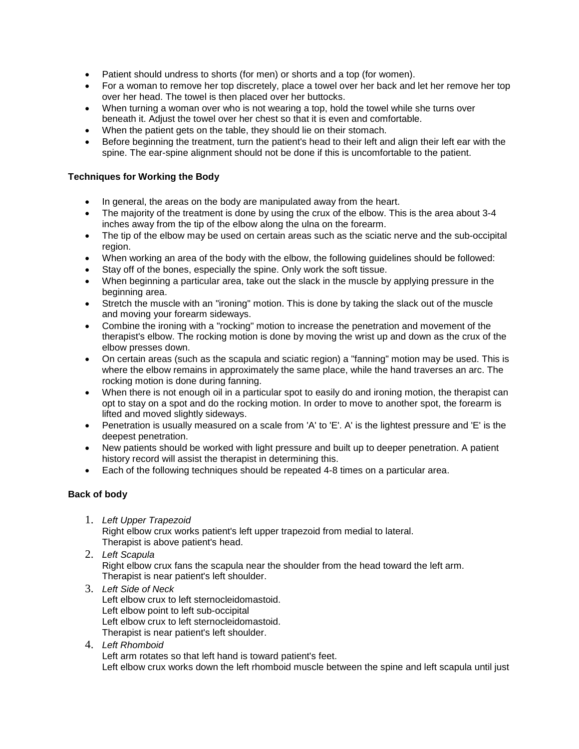- Patient should undress to shorts (for men) or shorts and a top (for women).
- For a woman to remove her top discretely, place a towel over her back and let her remove her top over her head. The towel is then placed over her buttocks.
- When turning a woman over who is not wearing a top, hold the towel while she turns over beneath it. Adjust the towel over her chest so that it is even and comfortable.
- When the patient gets on the table, they should lie on their stomach.
- Before beginning the treatment, turn the patient's head to their left and align their left ear with the spine. The ear-spine alignment should not be done if this is uncomfortable to the patient.

**Techniques for Working the Body**

- In general, the areas on the body are manipulated away from the heart.
- The majority of the treatment is done by using the crux of the elbow. This is the area about 3-4 inches away from the tip of the elbow along the ulna on the forearm.
- The tip of the elbow may be used on certain areas such as the sciatic nerve and the sub-occipital region.
- When working an area of the body with the elbow, the following guidelines should be followed:
- Stay off of the bones, especially the spine. Only work the soft tissue.
- When beginning a particular area, take out the slack in the muscle by applying pressure in the beginning area.
- Stretch the muscle with an "ironing" motion. This is done by taking the slack out of the muscle and moving your forearm sideways.
- Combine the ironing with a "rocking" motion to increase the penetration and movement of the therapist's elbow. The rocking motion is done by moving the wrist up and down as the crux of the elbow presses down.
- On certain areas (such as the scapula and sciatic region) a "fanning" motion may be used. This is where the elbow remains in approximately the same place, while the hand traverses an arc. The rocking motion is done during fanning.
- When there is not enough oil in a particular spot to easily do and ironing motion, the therapist can opt to stay on a spot and do the rocking motion. In order to move to another spot, the forearm is lifted and moved slightly sideways.
- Penetration is usually measured on a scale from 'A' to 'E'. A' is the lightest pressure and 'E' is the deepest penetration.
- New patients should be worked with light pressure and built up to deeper penetration. A patient history record will assist the therapist in determining this.
- Each of the following techniques should be repeated 4-8 times on a particular area.

**Back of body**

1. *Left Upper Trapezoid*
   Right elbow crux works patient's left upper trapezoid from medial to lateral.
   Therapist is above patient's head.
2. *Left Scapula*
   Right elbow crux fans the scapula near the shoulder from the head toward the left arm.
   Therapist is near patient's left shoulder.
3. *Left Side of Neck*
   Left elbow crux to left sternocleidomastoid.
   Left elbow point to left sub-occipital
   Left elbow crux to left sternocleidomastoid.
   Therapist is near patient's left shoulder.
4. *Left Rhomboid*
   Left arm rotates so that left hand is toward patient's feet.
   Left elbow crux works down the left rhomboid muscle between the spine and left scapula until just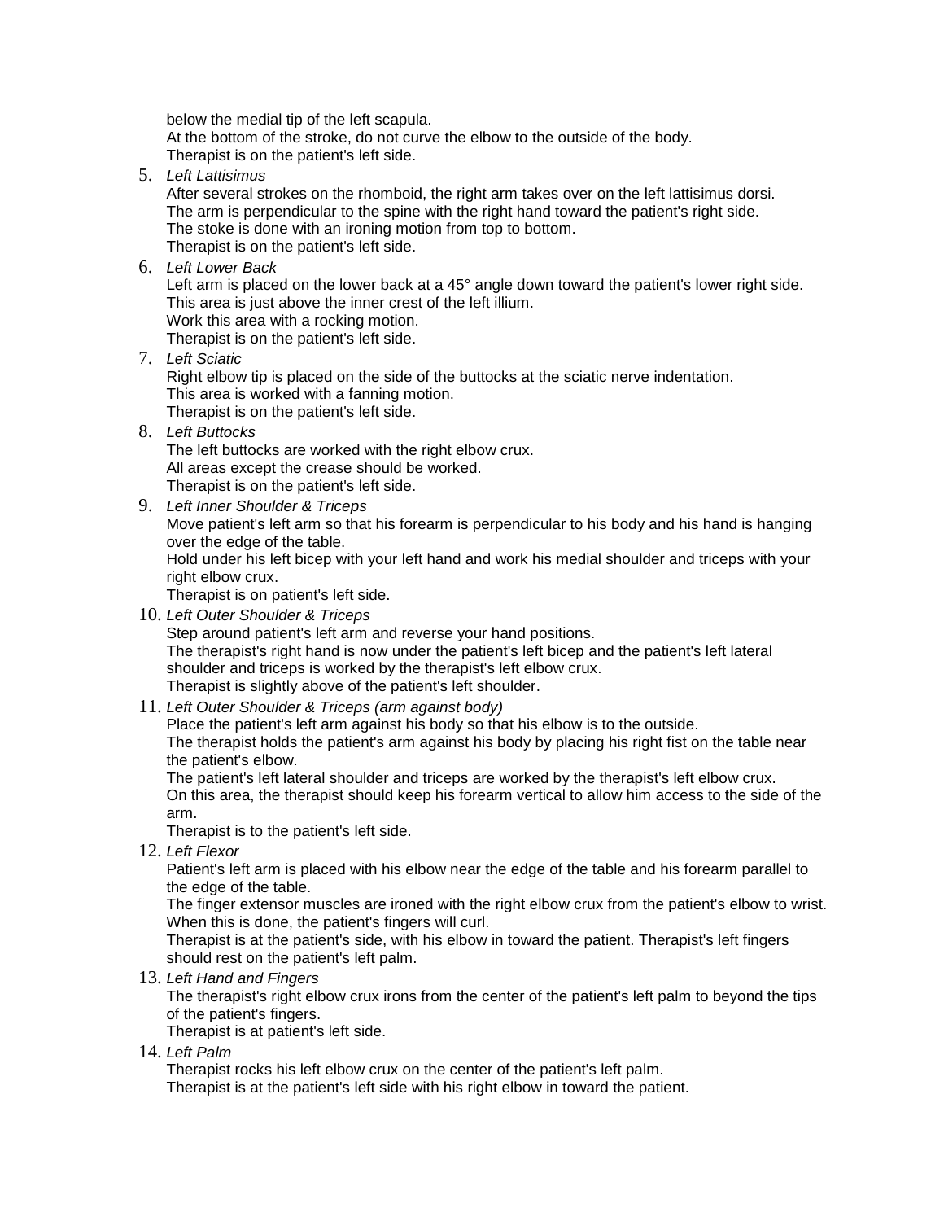below the medial tip of the left scapula.
At the bottom of the stroke, do not curve the elbow to the outside of the body.
Therapist is on the patient's left side.

5. *Left Lattisimus*
   After several strokes on the rhomboid, the right arm takes over on the left lattisimus dorsi.
   The arm is perpendicular to the spine with the right hand toward the patient's right side.
   The stoke is done with an ironing motion from top to bottom.
   Therapist is on the patient's left side.
6. *Left Lower Back*
   Left arm is placed on the lower back at a 45° angle down toward the patient's lower right side.
   This area is just above the inner crest of the left illium.
   Work this area with a rocking motion.
   Therapist is on the patient's left side.
7. *Left Sciatic*
   Right elbow tip is placed on the side of the buttocks at the sciatic nerve indentation.
   This area is worked with a fanning motion.
   Therapist is on the patient's left side.
8. *Left Buttocks*
   The left buttocks are worked with the right elbow crux.
   All areas except the crease should be worked.
   Therapist is on the patient's left side.
9. *Left Inner Shoulder & Triceps*
   Move patient's left arm so that his forearm is perpendicular to his body and his hand is hanging over the edge of the table.
   Hold under his left bicep with your left hand and work his medial shoulder and triceps with your right elbow crux.
   Therapist is on patient's left side.
10. *Left Outer Shoulder & Triceps*
    Step around patient's left arm and reverse your hand positions.
    The therapist's right hand is now under the patient's left bicep and the patient's left lateral shoulder and triceps is worked by the therapist's left elbow crux.
    Therapist is slightly above of the patient's left shoulder.
11. *Left Outer Shoulder & Triceps (arm against body)*
    Place the patient's left arm against his body so that his elbow is to the outside.
    The therapist holds the patient's arm against his body by placing his right fist on the table near the patient's elbow.
    The patient's left lateral shoulder and triceps are worked by the therapist's left elbow crux.
    On this area, the therapist should keep his forearm vertical to allow him access to the side of the arm.
    Therapist is to the patient's left side.
12. *Left Flexor*
    Patient's left arm is placed with his elbow near the edge of the table and his forearm parallel to the edge of the table.
    The finger extensor muscles are ironed with the right elbow crux from the patient's elbow to wrist. When this is done, the patient's fingers will curl.
    Therapist is at the patient's side, with his elbow in toward the patient. Therapist's left fingers should rest on the patient's left palm.
13. *Left Hand and Fingers*
    The therapist's right elbow crux irons from the center of the patient's left palm to beyond the tips of the patient's fingers.
    Therapist is at patient's left side.
14. *Left Palm*
    Therapist rocks his left elbow crux on the center of the patient's left palm.
    Therapist is at the patient's left side with his right elbow in toward the patient.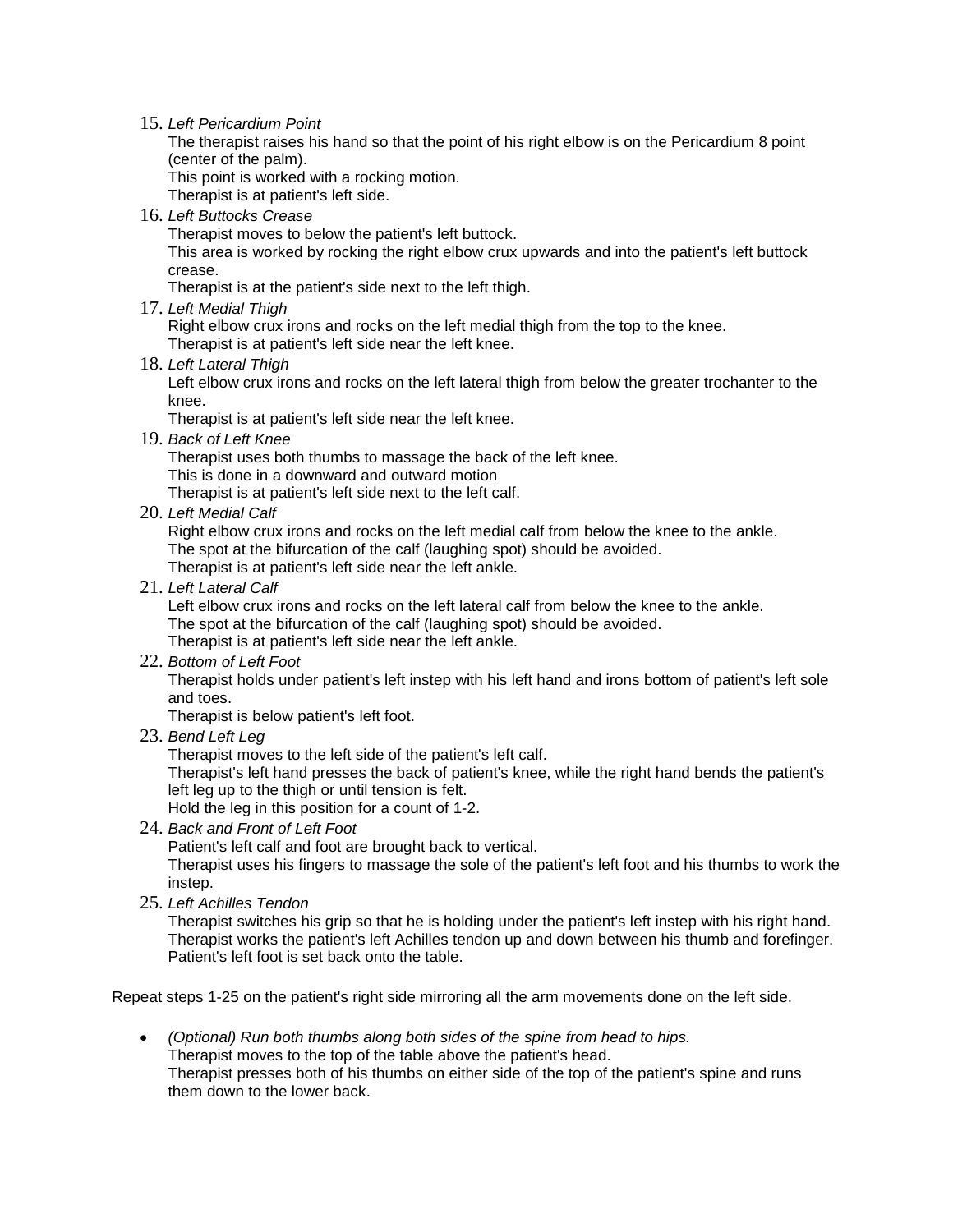15. *Left Pericardium Point*
    The therapist raises his hand so that the point of his right elbow is on the Pericardium 8 point (center of the palm).
    This point is worked with a rocking motion.
    Therapist is at patient's left side.
16. *Left Buttocks Crease*
    Therapist moves to below the patient's left buttock.
    This area is worked by rocking the right elbow crux upwards and into the patient's left buttock crease.
    Therapist is at the patient's side next to the left thigh.
17. *Left Medial Thigh*
    Right elbow crux irons and rocks on the left medial thigh from the top to the knee.
    Therapist is at patient's left side near the left knee.
18. *Left Lateral Thigh*
    Left elbow crux irons and rocks on the left lateral thigh from below the greater trochanter to the knee.
    Therapist is at patient's left side near the left knee.
19. *Back of Left Knee*
    Therapist uses both thumbs to massage the back of the left knee.
    This is done in a downward and outward motion
    Therapist is at patient's left side next to the left calf.
20. *Left Medial Calf*
    Right elbow crux irons and rocks on the left medial calf from below the knee to the ankle.
    The spot at the bifurcation of the calf (laughing spot) should be avoided.
    Therapist is at patient's left side near the left ankle.
21. *Left Lateral Calf*
    Left elbow crux irons and rocks on the left lateral calf from below the knee to the ankle.
    The spot at the bifurcation of the calf (laughing spot) should be avoided.
    Therapist is at patient's left side near the left ankle.
22. *Bottom of Left Foot*
    Therapist holds under patient's left instep with his left hand and irons bottom of patient's left sole and toes.
    Therapist is below patient's left foot.
23. *Bend Left Leg*
    Therapist moves to the left side of the patient's left calf.
    Therapist's left hand presses the back of patient's knee, while the right hand bends the patient's left leg up to the thigh or until tension is felt.
    Hold the leg in this position for a count of 1-2.
24. *Back and Front of Left Foot*
    Patient's left calf and foot are brought back to vertical.
    Therapist uses his fingers to massage the sole of the patient's left foot and his thumbs to work the instep.
25. *Left Achilles Tendon*
    Therapist switches his grip so that he is holding under the patient's left instep with his right hand.
    Therapist works the patient's left Achilles tendon up and down between his thumb and forefinger.
    Patient's left foot is set back onto the table.

Repeat steps 1-25 on the patient's right side mirroring all the arm movements done on the left side.

- *(Optional) Run both thumbs along both sides of the spine from head to hips.*
  Therapist moves to the top of the table above the patient's head.
  Therapist presses both of his thumbs on either side of the top of the patient's spine and runs them down to the lower back.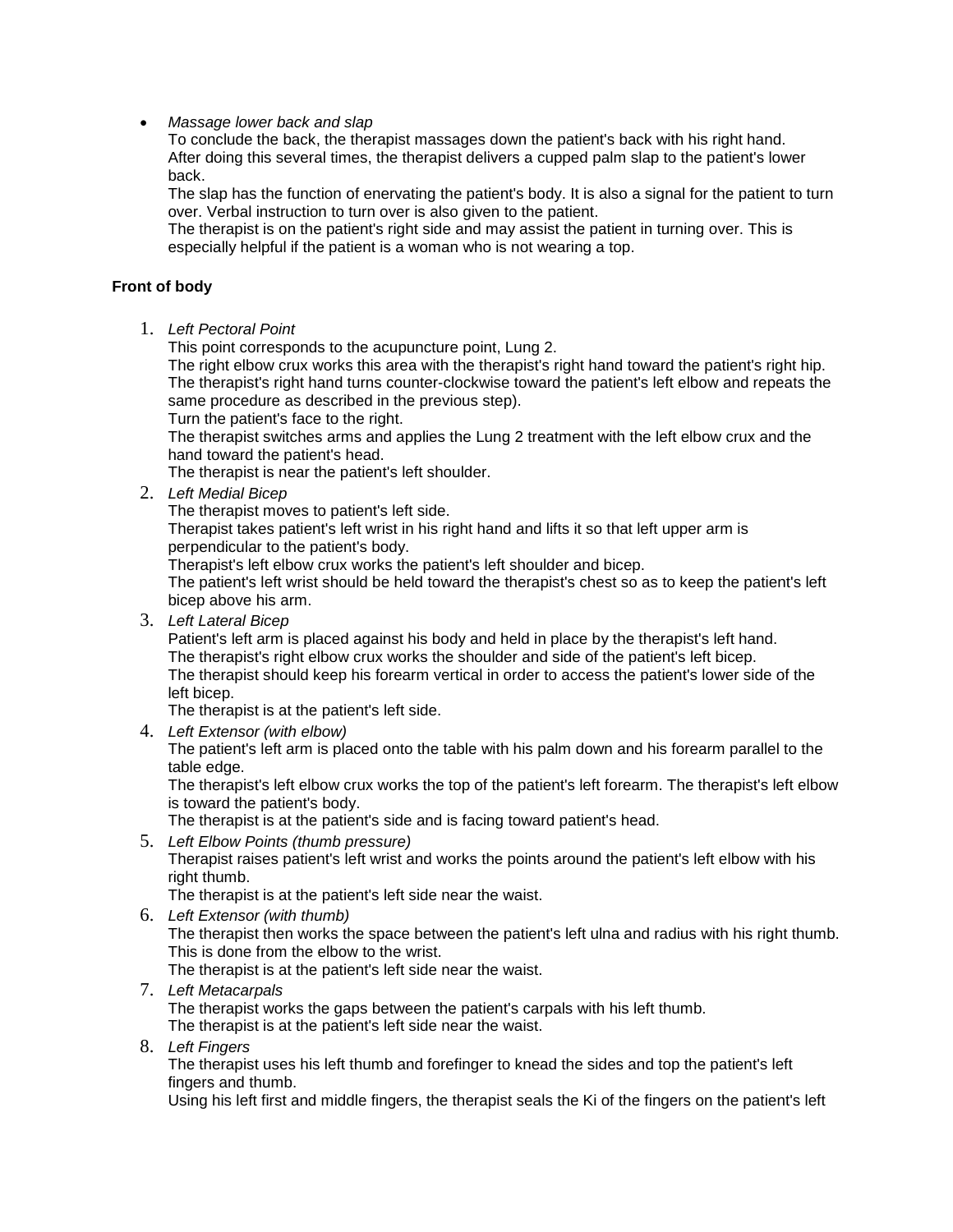- *Massage lower back and slap*
  To conclude the back, the therapist massages down the patient's back with his right hand.
  After doing this several times, the therapist delivers a cupped palm slap to the patient's lower back.
  The slap has the function of enervating the patient's body. It is also a signal for the patient to turn over. Verbal instruction to turn over is also given to the patient.
  The therapist is on the patient's right side and may assist the patient in turning over. This is especially helpful if the patient is a woman who is not wearing a top.

**Front of body**

1. *Left Pectoral Point*
   This point corresponds to the acupuncture point, Lung 2.
   The right elbow crux works this area with the therapist's right hand toward the patient's right hip.
   The therapist's right hand turns counter-clockwise toward the patient's left elbow and repeats the same procedure as described in the previous step).
   Turn the patient's face to the right.
   The therapist switches arms and applies the Lung 2 treatment with the left elbow crux and the hand toward the patient's head.
   The therapist is near the patient's left shoulder.
2. *Left Medial Bicep*
   The therapist moves to patient's left side.
   Therapist takes patient's left wrist in his right hand and lifts it so that left upper arm is perpendicular to the patient's body.
   Therapist's left elbow crux works the patient's left shoulder and bicep.
   The patient's left wrist should be held toward the therapist's chest so as to keep the patient's left bicep above his arm.
3. *Left Lateral Bicep*
   Patient's left arm is placed against his body and held in place by the therapist's left hand.
   The therapist's right elbow crux works the shoulder and side of the patient's left bicep.
   The therapist should keep his forearm vertical in order to access the patient's lower side of the left bicep.
   The therapist is at the patient's left side.
4. *Left Extensor (with elbow)*
   The patient's left arm is placed onto the table with his palm down and his forearm parallel to the table edge.
   The therapist's left elbow crux works the top of the patient's left forearm. The therapist's left elbow is toward the patient's body.
   The therapist is at the patient's side and is facing toward patient's head.
5. *Left Elbow Points (thumb pressure)*
   Therapist raises patient's left wrist and works the points around the patient's left elbow with his right thumb.
   The therapist is at the patient's left side near the waist.
6. *Left Extensor (with thumb)*
   The therapist then works the space between the patient's left ulna and radius with his right thumb. This is done from the elbow to the wrist.
   The therapist is at the patient's left side near the waist.
7. *Left Metacarpals*
   The therapist works the gaps between the patient's carpals with his left thumb.
   The therapist is at the patient's left side near the waist.
8. *Left Fingers*
   The therapist uses his left thumb and forefinger to knead the sides and top the patient's left fingers and thumb.
   Using his left first and middle fingers, the therapist seals the Ki of the fingers on the patient's left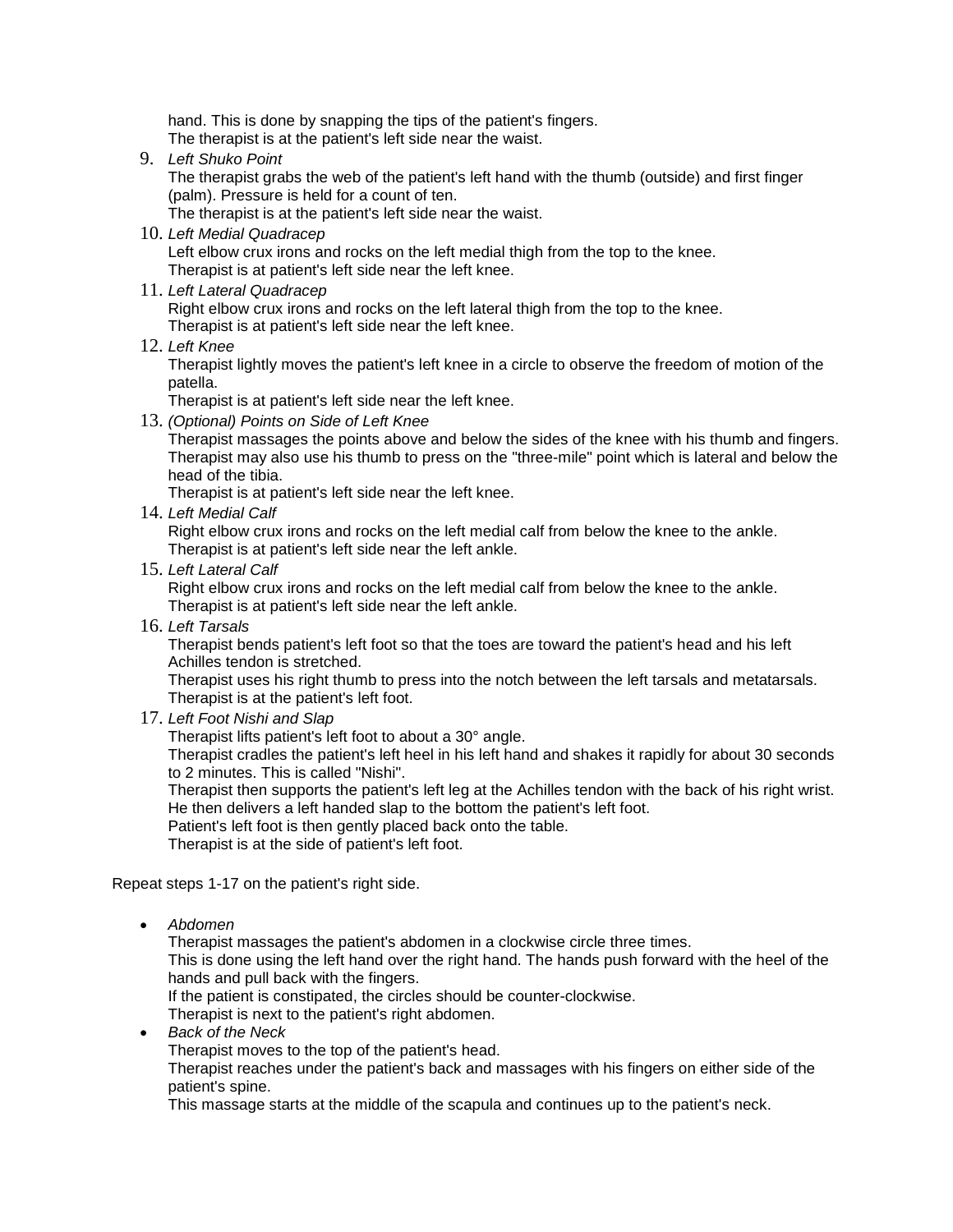hand. This is done by snapping the tips of the patient's fingers.
The therapist is at the patient's left side near the waist.

9. *Left Shuko Point*
   The therapist grabs the web of the patient's left hand with the thumb (outside) and first finger (palm). Pressure is held for a count of ten.
   The therapist is at the patient's left side near the waist.
10. *Left Medial Quadracep*
    Left elbow crux irons and rocks on the left medial thigh from the top to the knee.
    Therapist is at patient's left side near the left knee.
11. *Left Lateral Quadracep*
    Right elbow crux irons and rocks on the left lateral thigh from the top to the knee.
    Therapist is at patient's left side near the left knee.
12. *Left Knee*
    Therapist lightly moves the patient's left knee in a circle to observe the freedom of motion of the patella.
    Therapist is at patient's left side near the left knee.
13. *(Optional) Points on Side of Left Knee*
    Therapist massages the points above and below the sides of the knee with his thumb and fingers. Therapist may also use his thumb to press on the "three-mile" point which is lateral and below the head of the tibia.
    Therapist is at patient's left side near the left knee.
14. *Left Medial Calf*
    Right elbow crux irons and rocks on the left medial calf from below the knee to the ankle.
    Therapist is at patient's left side near the left ankle.
15. *Left Lateral Calf*
    Right elbow crux irons and rocks on the left medial calf from below the knee to the ankle.
    Therapist is at patient's left side near the left ankle.
16. *Left Tarsals*
    Therapist bends patient's left foot so that the toes are toward the patient's head and his left Achilles tendon is stretched.
    Therapist uses his right thumb to press into the notch between the left tarsals and metatarsals.
    Therapist is at the patient's left foot.
17. *Left Foot Nishi and Slap*
    Therapist lifts patient's left foot to about a 30° angle.
    Therapist cradles the patient's left heel in his left hand and shakes it rapidly for about 30 seconds to 2 minutes. This is called "Nishi".
    Therapist then supports the patient's left leg at the Achilles tendon with the back of his right wrist. He then delivers a left handed slap to the bottom the patient's left foot.
    Patient's left foot is then gently placed back onto the table.
    Therapist is at the side of patient's left foot.

Repeat steps 1-17 on the patient's right side.

- *Abdomen*
  Therapist massages the patient's abdomen in a clockwise circle three times.
  This is done using the left hand over the right hand. The hands push forward with the heel of the hands and pull back with the fingers.
  If the patient is constipated, the circles should be counter-clockwise.
  Therapist is next to the patient's right abdomen.
- *Back of the Neck*
  Therapist moves to the top of the patient's head.
  Therapist reaches under the patient's back and massages with his fingers on either side of the patient's spine.
  This massage starts at the middle of the scapula and continues up to the patient's neck.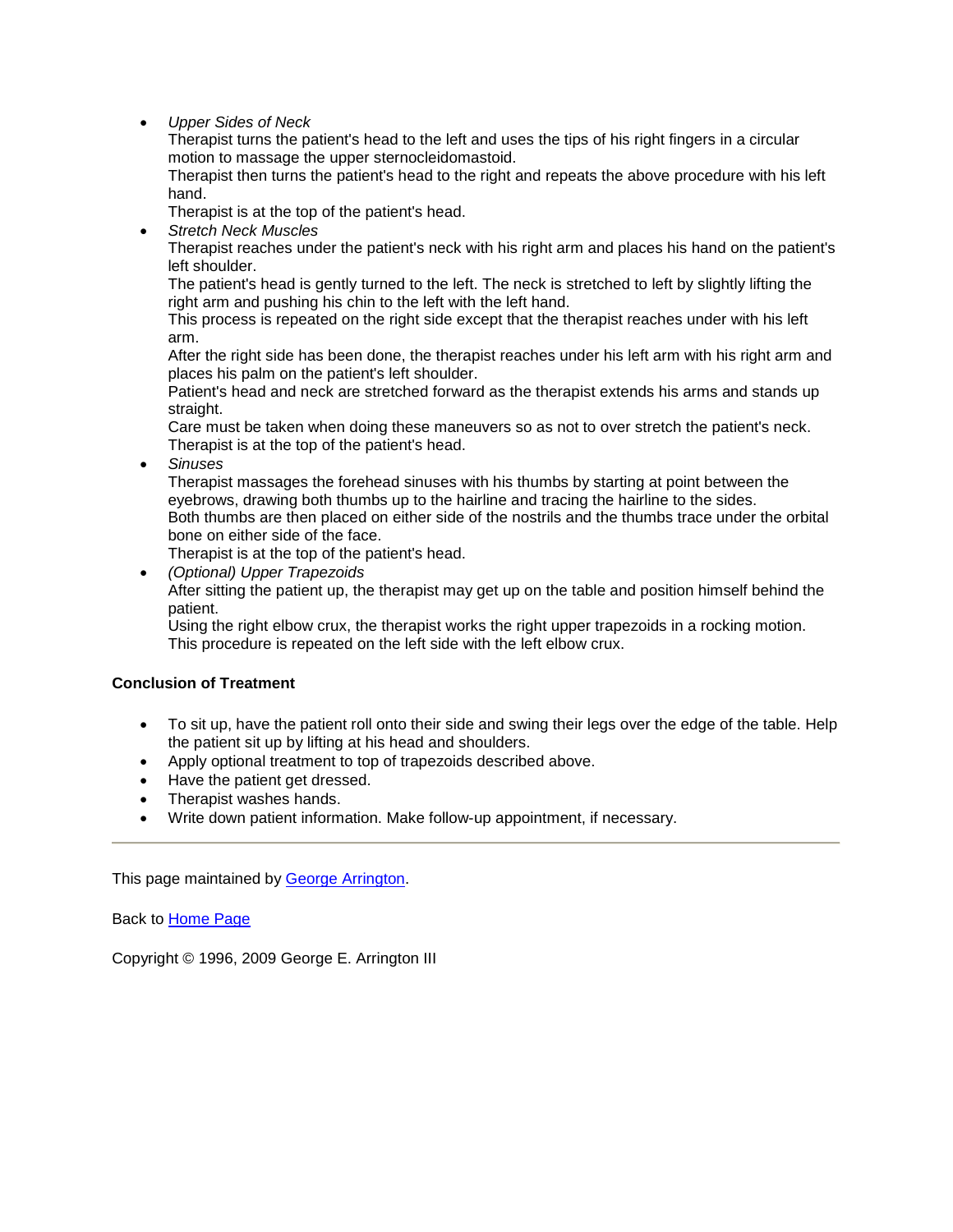- *Upper Sides of Neck*
  Therapist turns the patient's head to the left and uses the tips of his right fingers in a circular motion to massage the upper sternocleidomastoid.
  Therapist then turns the patient's head to the right and repeats the above procedure with his left hand.
  Therapist is at the top of the patient's head.
- *Stretch Neck Muscles*
  Therapist reaches under the patient's neck with his right arm and places his hand on the patient's left shoulder.
  The patient's head is gently turned to the left. The neck is stretched to left by slightly lifting the right arm and pushing his chin to the left with the left hand.
  This process is repeated on the right side except that the therapist reaches under with his left arm.
  After the right side has been done, the therapist reaches under his left arm with his right arm and places his palm on the patient's left shoulder.
  Patient's head and neck are stretched forward as the therapist extends his arms and stands up straight.
  Care must be taken when doing these maneuvers so as not to over stretch the patient's neck.
  Therapist is at the top of the patient's head.
- *Sinuses*
  Therapist massages the forehead sinuses with his thumbs by starting at point between the eyebrows, drawing both thumbs up to the hairline and tracing the hairline to the sides.
  Both thumbs are then placed on either side of the nostrils and the thumbs trace under the orbital bone on either side of the face.
  Therapist is at the top of the patient's head.
- *(Optional) Upper Trapezoids*
  After sitting the patient up, the therapist may get up on the table and position himself behind the patient.
  Using the right elbow crux, the therapist works the right upper trapezoids in a rocking motion.
  This procedure is repeated on the left side with the left elbow crux.

**Conclusion of Treatment**

- To sit up, have the patient roll onto their side and swing their legs over the edge of the table. Help the patient sit up by lifting at his head and shoulders.
- Apply optional treatment to top of trapezoids described above.
- Have the patient get dressed.
- Therapist washes hands.
- Write down patient information. Make follow-up appointment, if necessary.

---

This page maintained by George Arrington.

Back to Home Page

Copyright © 1996, 2009 George E. Arrington III